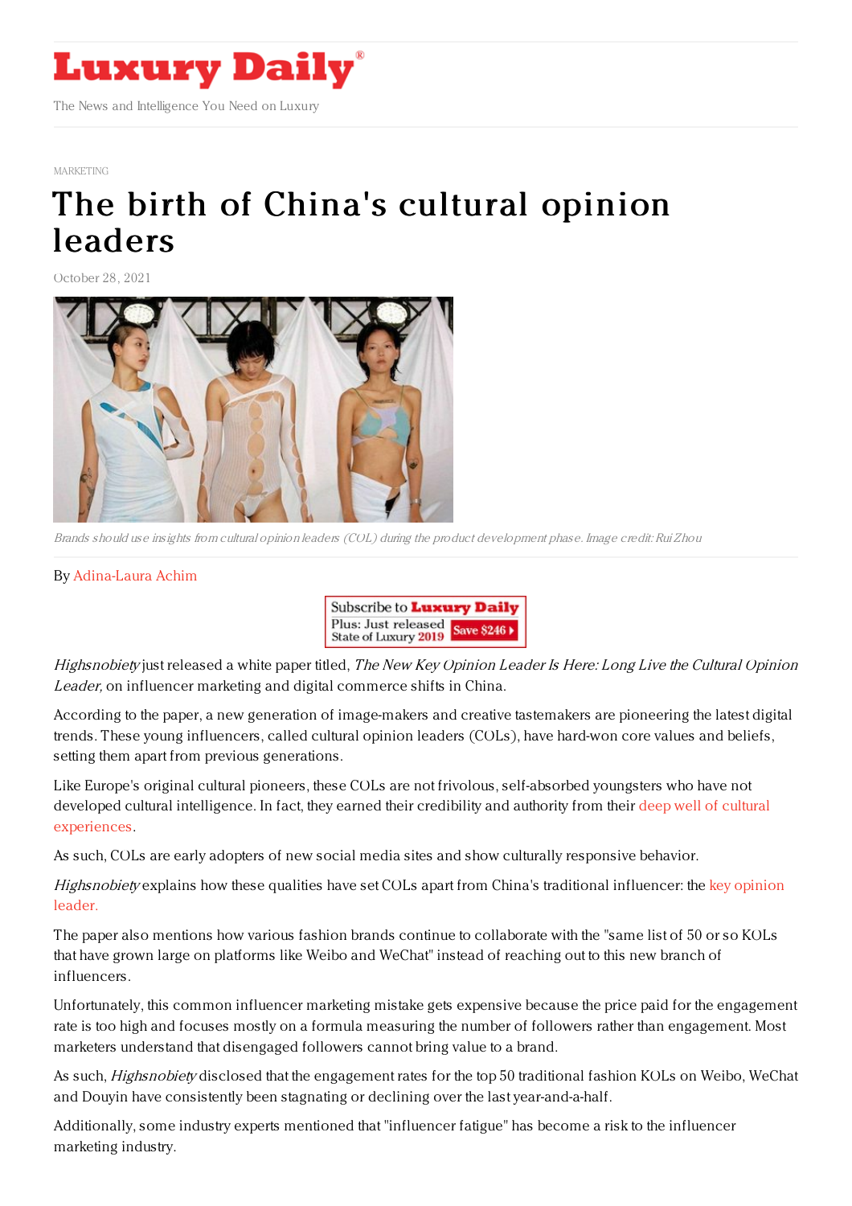# Luxury Daily

The News and Intelligence You Need on Luxury

MARKETING

# The birth of China's cultural opinion leaders

October 28, 2021

*Brands should use insights from cultural opinion leaders (COL) during the product development phase. Image credit: Rui Zhou*

By Adina-Laura Achim

*Highsnobiety* just released a white paper titled, *The New Key Opinion Leader Is Here: Long Live the Cultural Opinion Leader,* on influencer marketing and digital commerce shifts in China.

According to the paper, a new generation of image-makers and creative tastemakers are pioneering the latest digital trends. These young influencers, called cultural opinion leaders (COLs), have hard-won core values and beliefs, setting them apart from previous generations.

Like Europe's original cultural pioneers, these COLs are not frivolous, self-absorbed youngsters who have not developed cultural intelligence. In fact, they earned their credibility and authority from their deep well of cultural experiences.

As such, COLs are early adopters of new social media sites and show culturally responsive behavior.

*Highsnobiety* explains how these qualities have set COLs apart from China's traditional influencer: the key opinion leader.

The paper also mentions how various fashion brands continue to collaborate with the "same list of 50 or so KOLs that have grown large on platforms like Weibo and WeChat" instead of reaching out to this new branch of influencers.

Unfortunately, this common influencer marketing mistake gets expensive because the price paid for the engagement rate is too high and focuses mostly on a formula measuring the number of followers rather than engagement. Most marketers understand that disengaged followers cannot bring value to a brand.

As such, *Highsnobiety* disclosed that the engagement rates for the top 50 traditional fashion KOLs on Weibo, WeChat and Douyin have consistently been stagnating or declining over the last year-and-a-half.

Additionally, some industry experts mentioned that "influencer fatigue" has become a risk to the influencer marketing industry.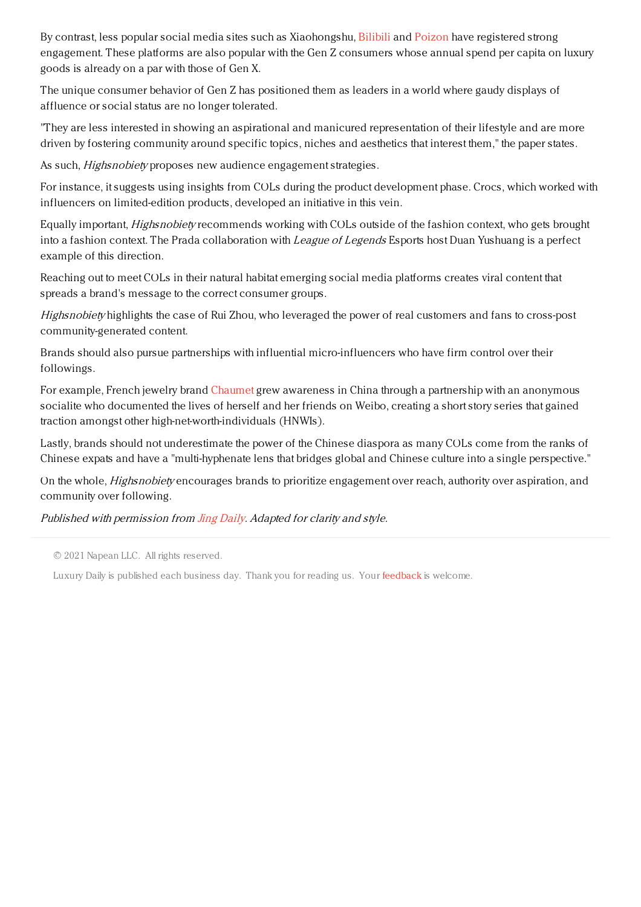By contrast, less popular social media sites such as Xiaohongshu, Bilibili and Poizon have registered strong engagement. These platforms are also popular with the Gen Z consumers whose annual spend per capita on luxury goods is already on a par with those of Gen X.

The unique consumer behavior of Gen Z has positioned them as leaders in a world where gaudy displays of affluence or social status are no longer tolerated.

"They are less interested in showing an aspirational and manicured representation of their lifestyle and are more driven by fostering community around specific topics, niches and aesthetics that interest them," the paper states.

As such, *Highsnobiety* proposes new audience engagement strategies.

For instance, it suggests using insights from COLs during the product development phase. Crocs, which worked with influencers on limited-edition products, developed an initiative in this vein.

Equally important, *Highsnobiety* recommends working with COLs outside of the fashion context, who gets brought into a fashion context. The Prada collaboration with *League of Legends* Esports host Duan Yushuang is a perfect example of this direction.

Reaching out to meet COLs in their natural habitat emerging social media platforms creates viral content that spreads a brand's message to the correct consumer groups.

*Highsnobiety* highlights the case of Rui Zhou, who leveraged the power of real customers and fans to cross-post community-generated content.

Brands should also pursue partnerships with influential micro-influencers who have firm control over their followings.

For example, French jewelry brand Chaumet grew awareness in China through a partnership with an anonymous socialite who documented the lives of herself and her friends on Weibo, creating a short story series that gained traction amongst other high-net-worth-individuals (HNWIs).

Lastly, brands should not underestimate the power of the Chinese diaspora as many COLs come from the ranks of Chinese expats and have a "multi-hyphenate lens that bridges global and Chinese culture into a single perspective."

On the whole, *Highsnobiety* encourages brands to prioritize engagement over reach, authority over aspiration, and community over following.

*Published with permission from Jing Daily. Adapted for clarity and style.*

© 2021 Napean LLC. All rights reserved.

Luxury Daily is published each business day. Thank you for reading us. Your feedback is welcome.